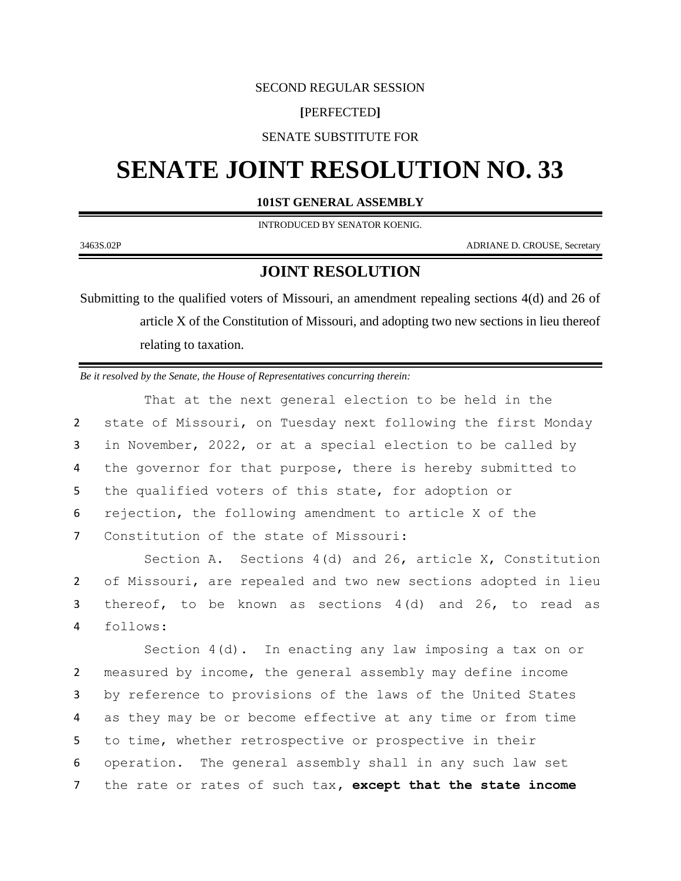SECOND REGULAR SESSION

**[**PERFECTED**]**

SENATE SUBSTITUTE FOR

# SENATE JOINT RESOLUTION NO. 33

**101ST GENERAL ASSEMBLY**

INTRODUCED BY SENATOR KOENIG.

3463S.02P ADRIANE D. CROUSE, Secretary

## JOINT RESOLUTION

Submitting to the qualified voters of Missouri, an amendment repealing sections 4(d) and 26 of article X of the Constitution of Missouri, and adopting two new sections in lieu thereof relating to taxation.

*Be it resolved by the Senate, the House of Representatives concurring therein:*

That at the next general election to be held in the state of Missouri, on Tuesday next following the first Monday in November, 2022, or at a special election to be called by the governor for that purpose, there is hereby submitted to the qualified voters of this state, for adoption or rejection, the following amendment to article X of the Constitution of the state of Missouri:

Section A. Sections 4(d) and 26, article X, Constitution of Missouri, are repealed and two new sections adopted in lieu thereof, to be known as sections 4(d) and 26, to read as follows:

Section 4(d). In enacting any law imposing a tax on or measured by income, the general assembly may define income by reference to provisions of the laws of the United States as they may be or become effective at any time or from time to time, whether retrospective or prospective in their operation. The general assembly shall in any such law set the rate or rates of such tax, **except that the state income**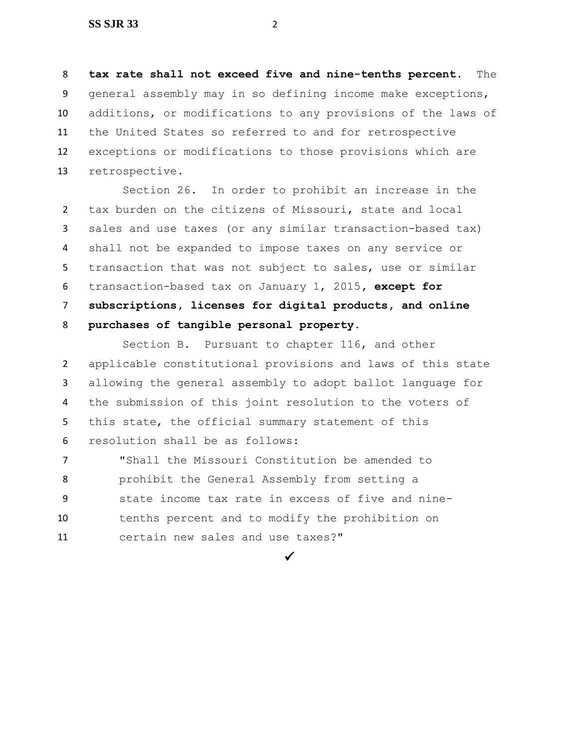**tax rate shall not exceed five and nine-tenths percent.** The general assembly may in so defining income make exceptions, additions, or modifications to any provisions of the laws of the United States so referred to and for retrospective exceptions or modifications to those provisions which are retrospective.

Section 26. In order to prohibit an increase in the tax burden on the citizens of Missouri, state and local sales and use taxes (or any similar transaction-based tax) shall not be expanded to impose taxes on any service or transaction that was not subject to sales, use or similar transaction-based tax on January 1, 2015**, except for subscriptions, licenses for digital products, and online purchases of tangible personal property**.

Section B. Pursuant to chapter 116, and other applicable constitutional provisions and laws of this state allowing the general assembly to adopt ballot language for the submission of this joint resolution to the voters of this state, the official summary statement of this resolution shall be as follows:

"Shall the Missouri Constitution be amended to prohibit the General Assembly from setting a state income tax rate in excess of five and nine-tenths percent and to modify the prohibition on certain new sales and use taxes?"

✔